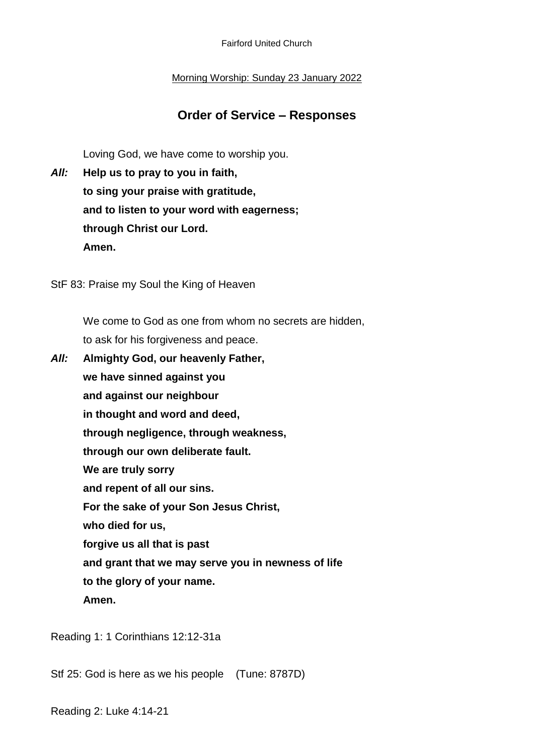Fairford United Church

Morning Worship: Sunday 23 January 2022

## Order of Service – Responses

Loving God, we have come to worship you.

***All:*** **Help us to pray to you in faith,**
**to sing your praise with gratitude,**
**and to listen to your word with eagerness;**
**through Christ our Lord.**
**Amen.**

StF 83: Praise my Soul the King of Heaven

We come to God as one from whom no secrets are hidden,
to ask for his forgiveness and peace.

***All:*** **Almighty God, our heavenly Father,**
**we have sinned against you**
**and against our neighbour**
**in thought and word and deed,**
**through negligence, through weakness,**
**through our own deliberate fault.**
**We are truly sorry**
**and repent of all our sins.**
**For the sake of your Son Jesus Christ,**
**who died for us,**
**forgive us all that is past**
**and grant that we may serve you in newness of life**
**to the glory of your name.**
**Amen.**

Reading 1: 1 Corinthians 12:12-31a

Stf 25: God is here as we his people (Tune: 8787D)

Reading 2: Luke 4:14-21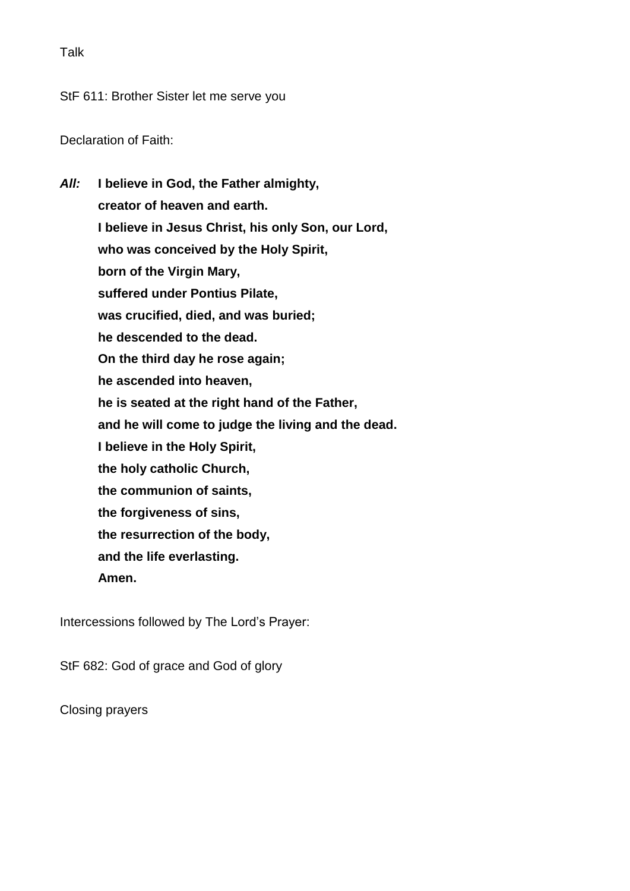Talk

StF 611: Brother Sister let me serve you

Declaration of Faith:

***All:*** **I believe in God, the Father almighty,**
**creator of heaven and earth.**
**I believe in Jesus Christ, his only Son, our Lord,**
**who was conceived by the Holy Spirit,**
**born of the Virgin Mary,**
**suffered under Pontius Pilate,**
**was crucified, died, and was buried;**
**he descended to the dead.**
**On the third day he rose again;**
**he ascended into heaven,**
**he is seated at the right hand of the Father,**
**and he will come to judge the living and the dead.**
**I believe in the Holy Spirit,**
**the holy catholic Church,**
**the communion of saints,**
**the forgiveness of sins,**
**the resurrection of the body,**
**and the life everlasting.**
**Amen.**

Intercessions followed by The Lord's Prayer:

StF 682: God of grace and God of glory

Closing prayers